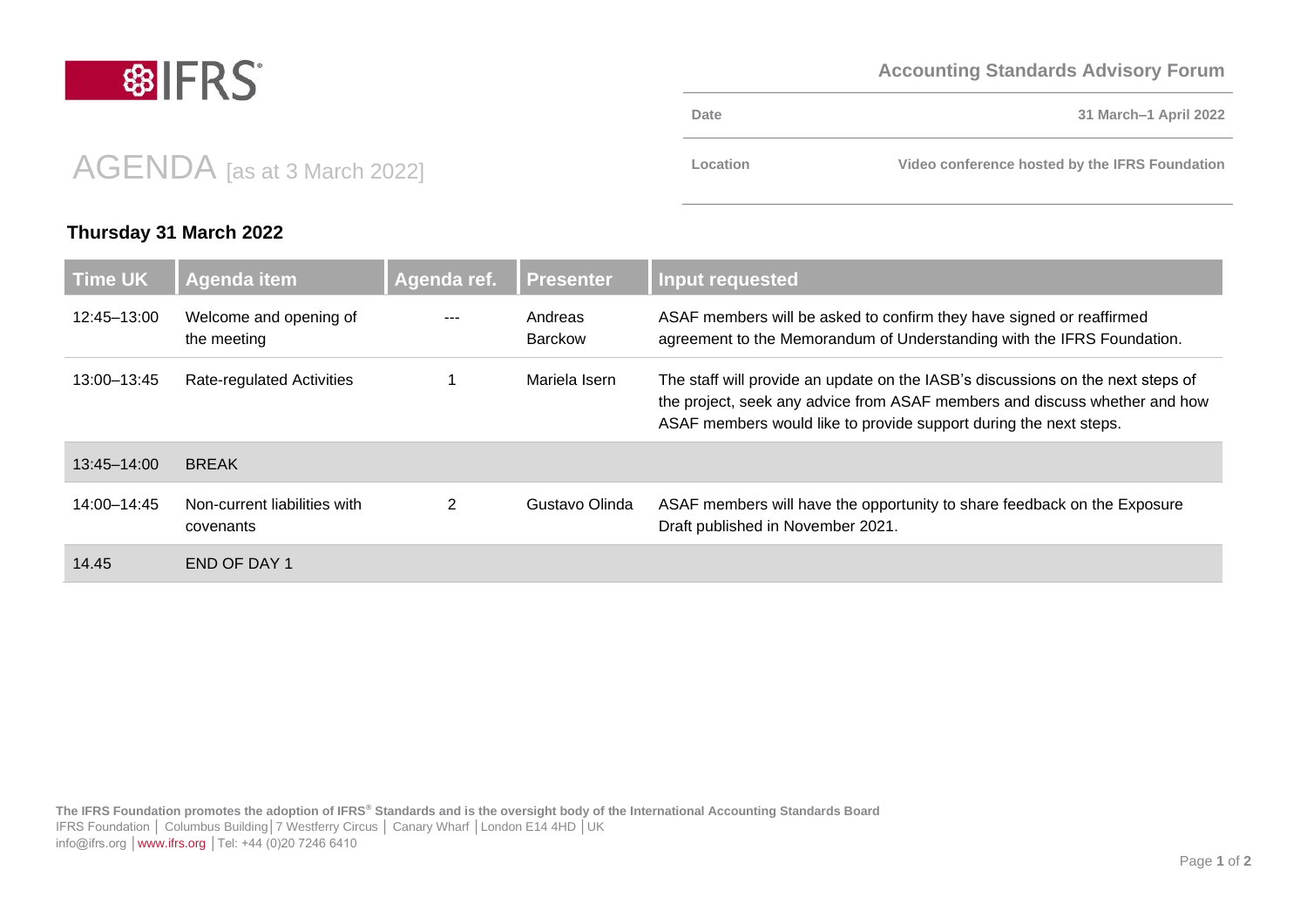**Accounting Standards Advisory Forum**

| Date | 31 March–1 April 2022 |
| --- | --- |
| Location | Video conference hosted by the IFRS Foundation |

# AGENDA [as at 3 March 2022]

## Thursday 31 March 2022

| Time UK | Agenda item | Agenda ref. | Presenter | Input requested |
| --- | --- | --- | --- | --- |
| 12:45–13:00 | Welcome and opening of the meeting | --- | Andreas Barckow | ASAF members will be asked to confirm they have signed or reaffirmed agreement to the Memorandum of Understanding with the IFRS Foundation. |
| 13:00–13:45 | Rate-regulated Activities | 1 | Mariela Isern | The staff will provide an update on the IASB's discussions on the next steps of the project, seek any advice from ASAF members and discuss whether and how ASAF members would like to provide support during the next steps. |
| 13:45–14:00 | BREAK | | | |
| 14:00–14:45 | Non-current liabilities with covenants | 2 | Gustavo Olinda | ASAF members will have the opportunity to share feedback on the Exposure Draft published in November 2021. |
| 14.45 | END OF DAY 1 | | | |

**The IFRS Foundation promotes the adoption of IFRS® Standards and is the oversight body of the International Accounting Standards Board**
IFRS Foundation | Columbus Building | 7 Westferry Circus | Canary Wharf | London E14 4HD | UK
info@ifrs.org | www.ifrs.org | Tel: +44 (0)20 7246 6410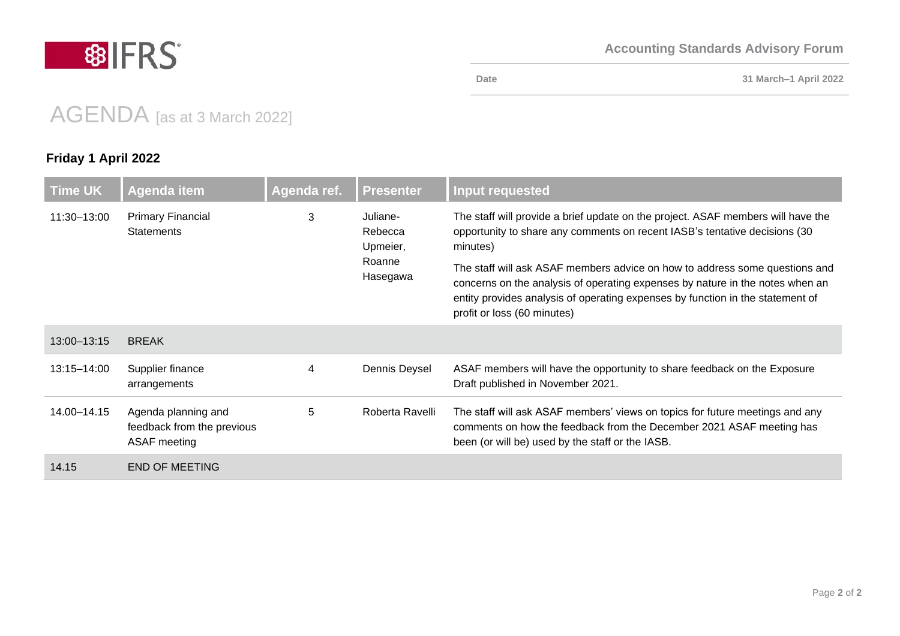Accounting Standards Advisory Forum

Date 31 March–1 April 2022

# AGENDA [as at 3 March 2022]

**Friday 1 April 2022**

| Time UK | Agenda item | Agenda ref. | Presenter | Input requested |
|---|---|---|---|---|
| 11:30–13:00 | Primary Financial Statements | 3 | Juliane-Rebecca Upmeier, Roanne Hasegawa | The staff will provide a brief update on the project. ASAF members will have the opportunity to share any comments on recent IASB's tentative decisions (30 minutes)<br><br>The staff will ask ASAF members advice on how to address some questions and concerns on the analysis of operating expenses by nature in the notes when an entity provides analysis of operating expenses by function in the statement of profit or loss (60 minutes) |
| 13:00–13:15 | BREAK | | | |
| 13:15–14:00 | Supplier finance arrangements | 4 | Dennis Deysel | ASAF members will have the opportunity to share feedback on the Exposure Draft published in November 2021. |
| 14.00–14.15 | Agenda planning and feedback from the previous ASAF meeting | 5 | Roberta Ravelli | The staff will ask ASAF members' views on topics for future meetings and any comments on how the feedback from the December 2021 ASAF meeting has been (or will be) used by the staff or the IASB. |
| 14.15 | END OF MEETING | | | |